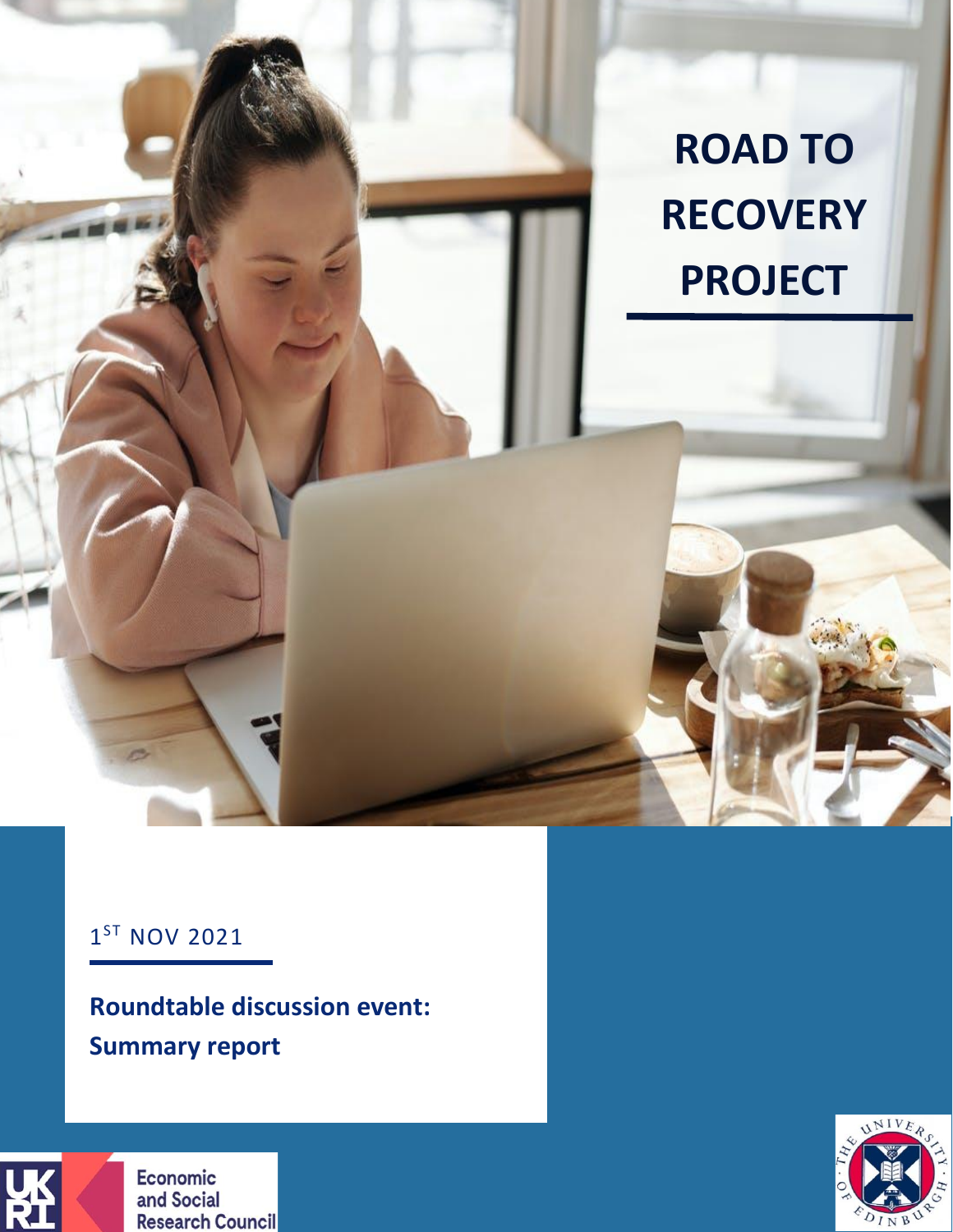# ROAD TO RECOVERY PROJECT

1[ST] NOV 2021

**Roundtable discussion event: Summary report**

Economic and Social Research Council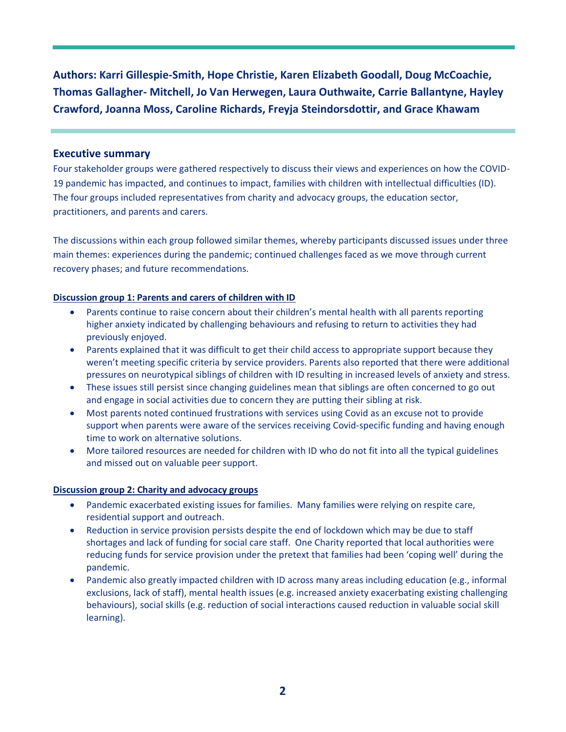**Authors: Karri Gillespie-Smith, Hope Christie, Karen Elizabeth Goodall, Doug McCoachie, Thomas Gallagher- Mitchell, Jo Van Herwegen, Laura Outhwaite, Carrie Ballantyne, Hayley Crawford, Joanna Moss, Caroline Richards, Freyja Steindorsdottir, and Grace Khawam**

## Executive summary

Four stakeholder groups were gathered respectively to discuss their views and experiences on how the COVID-19 pandemic has impacted, and continues to impact, families with children with intellectual difficulties (ID). The four groups included representatives from charity and advocacy groups, the education sector, practitioners, and parents and carers.

The discussions within each group followed similar themes, whereby participants discussed issues under three main themes: experiences during the pandemic; continued challenges faced as we move through current recovery phases; and future recommendations.

**Discussion group 1: Parents and carers of children with ID**

- Parents continue to raise concern about their children's mental health with all parents reporting higher anxiety indicated by challenging behaviours and refusing to return to activities they had previously enjoyed.
- Parents explained that it was difficult to get their child access to appropriate support because they weren't meeting specific criteria by service providers. Parents also reported that there were additional pressures on neurotypical siblings of children with ID resulting in increased levels of anxiety and stress.
- These issues still persist since changing guidelines mean that siblings are often concerned to go out and engage in social activities due to concern they are putting their sibling at risk.
- Most parents noted continued frustrations with services using Covid as an excuse not to provide support when parents were aware of the services receiving Covid-specific funding and having enough time to work on alternative solutions.
- More tailored resources are needed for children with ID who do not fit into all the typical guidelines and missed out on valuable peer support.

**Discussion group 2: Charity and advocacy groups**

- Pandemic exacerbated existing issues for families. Many families were relying on respite care, residential support and outreach.
- Reduction in service provision persists despite the end of lockdown which may be due to staff shortages and lack of funding for social care staff. One Charity reported that local authorities were reducing funds for service provision under the pretext that families had been 'coping well' during the pandemic.
- Pandemic also greatly impacted children with ID across many areas including education (e.g., informal exclusions, lack of staff), mental health issues (e.g. increased anxiety exacerbating existing challenging behaviours), social skills (e.g. reduction of social interactions caused reduction in valuable social skill learning).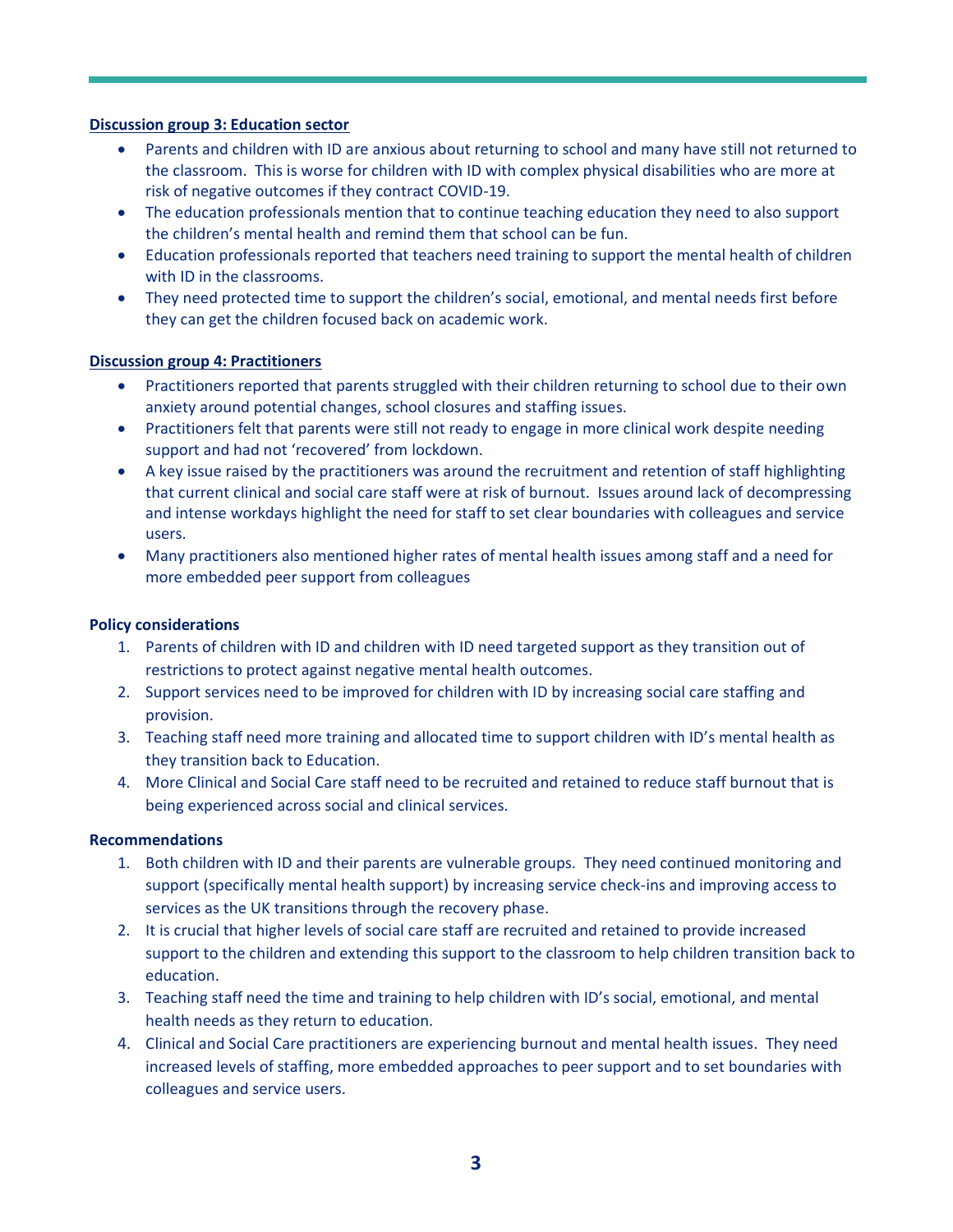**Discussion group 3: Education sector**

- Parents and children with ID are anxious about returning to school and many have still not returned to the classroom. This is worse for children with ID with complex physical disabilities who are more at risk of negative outcomes if they contract COVID-19.
- The education professionals mention that to continue teaching education they need to also support the children's mental health and remind them that school can be fun.
- Education professionals reported that teachers need training to support the mental health of children with ID in the classrooms.
- They need protected time to support the children's social, emotional, and mental needs first before they can get the children focused back on academic work.

**Discussion group 4: Practitioners**

- Practitioners reported that parents struggled with their children returning to school due to their own anxiety around potential changes, school closures and staffing issues.
- Practitioners felt that parents were still not ready to engage in more clinical work despite needing support and had not 'recovered' from lockdown.
- A key issue raised by the practitioners was around the recruitment and retention of staff highlighting that current clinical and social care staff were at risk of burnout. Issues around lack of decompressing and intense workdays highlight the need for staff to set clear boundaries with colleagues and service users.
- Many practitioners also mentioned higher rates of mental health issues among staff and a need for more embedded peer support from colleagues

**Policy considerations**

1. Parents of children with ID and children with ID need targeted support as they transition out of restrictions to protect against negative mental health outcomes.
2. Support services need to be improved for children with ID by increasing social care staffing and provision.
3. Teaching staff need more training and allocated time to support children with ID's mental health as they transition back to Education.
4. More Clinical and Social Care staff need to be recruited and retained to reduce staff burnout that is being experienced across social and clinical services.

**Recommendations**

1. Both children with ID and their parents are vulnerable groups. They need continued monitoring and support (specifically mental health support) by increasing service check-ins and improving access to services as the UK transitions through the recovery phase.
2. It is crucial that higher levels of social care staff are recruited and retained to provide increased support to the children and extending this support to the classroom to help children transition back to education.
3. Teaching staff need the time and training to help children with ID's social, emotional, and mental health needs as they return to education.
4. Clinical and Social Care practitioners are experiencing burnout and mental health issues. They need increased levels of staffing, more embedded approaches to peer support and to set boundaries with colleagues and service users.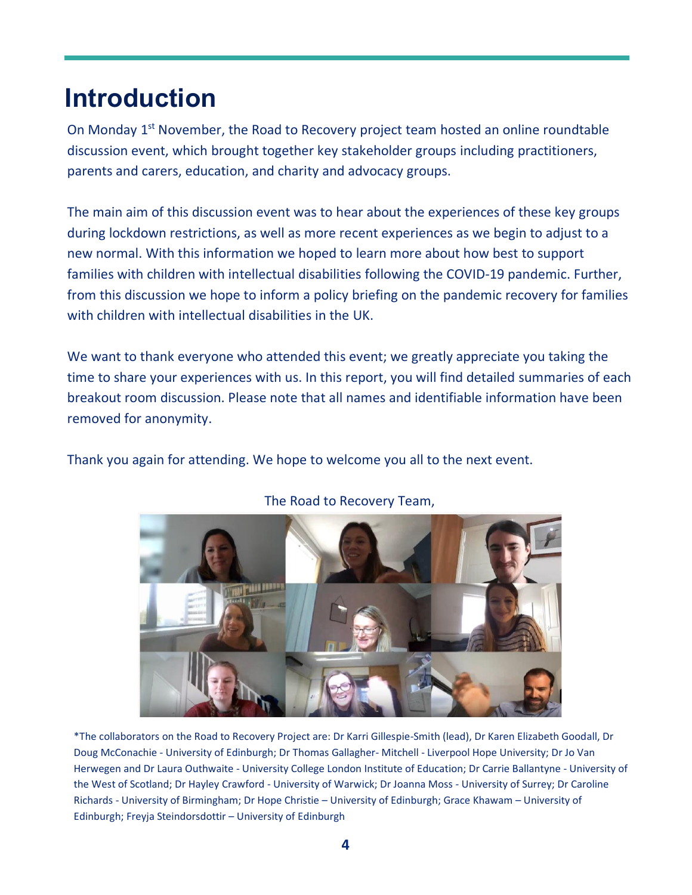# Introduction

On Monday 1st November, the Road to Recovery project team hosted an online roundtable discussion event, which brought together key stakeholder groups including practitioners, parents and carers, education, and charity and advocacy groups.

The main aim of this discussion event was to hear about the experiences of these key groups during lockdown restrictions, as well as more recent experiences as we begin to adjust to a new normal. With this information we hoped to learn more about how best to support families with children with intellectual disabilities following the COVID-19 pandemic. Further, from this discussion we hope to inform a policy briefing on the pandemic recovery for families with children with intellectual disabilities in the UK.

We want to thank everyone who attended this event; we greatly appreciate you taking the time to share your experiences with us. In this report, you will find detailed summaries of each breakout room discussion. Please note that all names and identifiable information have been removed for anonymity.

Thank you again for attending. We hope to welcome you all to the next event.

The Road to Recovery Team,

*The collaborators on the Road to Recovery Project are: Dr Karri Gillespie-Smith (lead), Dr Karen Elizabeth Goodall, Dr Doug McConachie - University of Edinburgh; Dr Thomas Gallagher- Mitchell - Liverpool Hope University; Dr Jo Van Herwegen and Dr Laura Outhwaite - University College London Institute of Education; Dr Carrie Ballantyne - University of the West of Scotland; Dr Hayley Crawford - University of Warwick; Dr Joanna Moss - University of Surrey; Dr Caroline Richards - University of Birmingham; Dr Hope Christie – University of Edinburgh; Grace Khawam – University of Edinburgh; Freyja Steindorsdottir – University of Edinburgh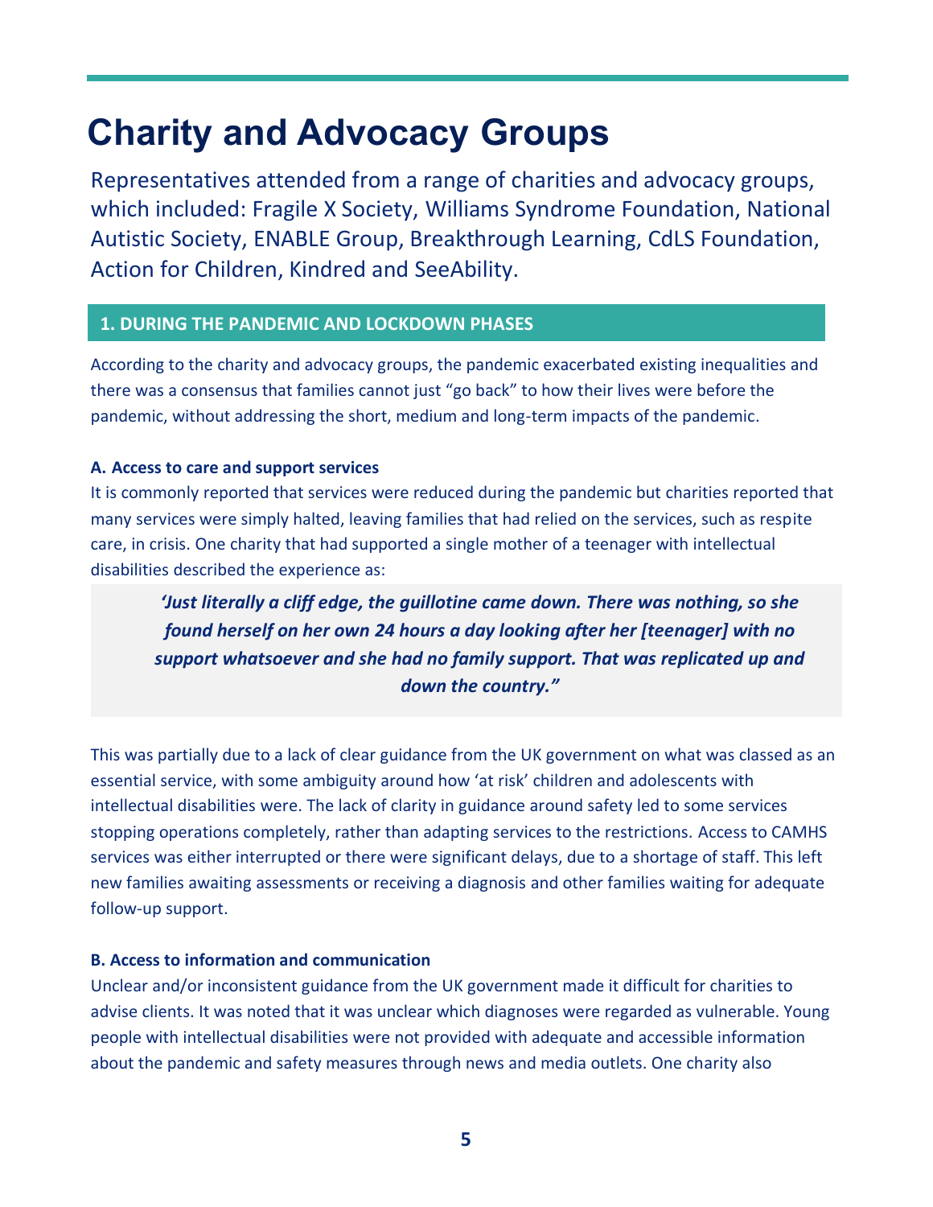# Charity and Advocacy Groups

Representatives attended from a range of charities and advocacy groups, which included: Fragile X Society, Williams Syndrome Foundation, National Autistic Society, ENABLE Group, Breakthrough Learning, CdLS Foundation, Action for Children, Kindred and SeeAbility.

## 1. DURING THE PANDEMIC AND LOCKDOWN PHASES

According to the charity and advocacy groups, the pandemic exacerbated existing inequalities and there was a consensus that families cannot just "go back" to how their lives were before the pandemic, without addressing the short, medium and long-term impacts of the pandemic.

### A. Access to care and support services

It is commonly reported that services were reduced during the pandemic but charities reported that many services were simply halted, leaving families that had relied on the services, such as respite care, in crisis. One charity that had supported a single mother of a teenager with intellectual disabilities described the experience as:

> ***'Just literally a cliff edge, the guillotine came down. There was nothing, so she found herself on her own 24 hours a day looking after her [teenager] with no support whatsoever and she had no family support. That was replicated up and down the country."***

This was partially due to a lack of clear guidance from the UK government on what was classed as an essential service, with some ambiguity around how 'at risk' children and adolescents with intellectual disabilities were. The lack of clarity in guidance around safety led to some services stopping operations completely, rather than adapting services to the restrictions. Access to CAMHS services was either interrupted or there were significant delays, due to a shortage of staff. This left new families awaiting assessments or receiving a diagnosis and other families waiting for adequate follow-up support.

### B. Access to information and communication

Unclear and/or inconsistent guidance from the UK government made it difficult for charities to advise clients. It was noted that it was unclear which diagnoses were regarded as vulnerable. Young people with intellectual disabilities were not provided with adequate and accessible information about the pandemic and safety measures through news and media outlets. One charity also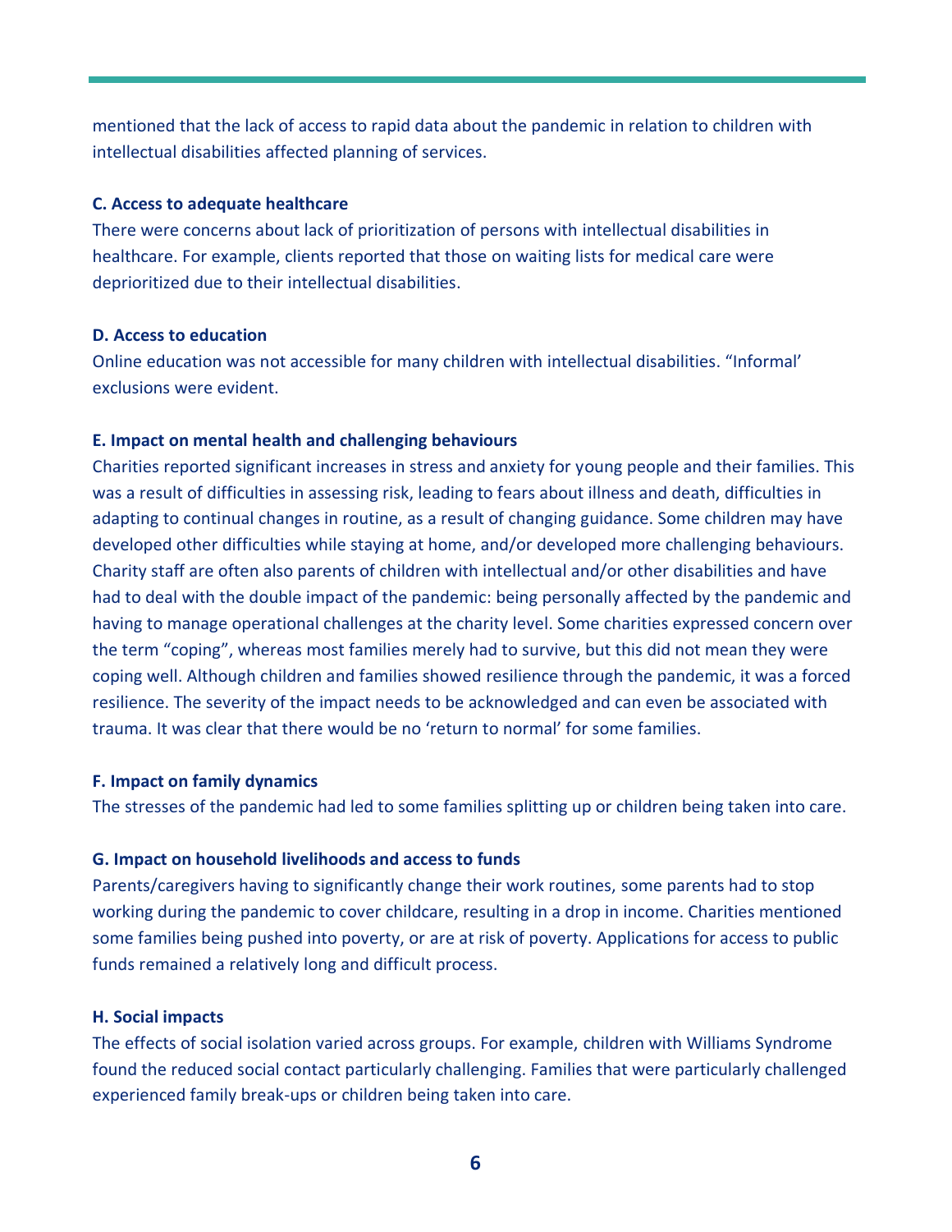mentioned that the lack of access to rapid data about the pandemic in relation to children with intellectual disabilities affected planning of services.

**C. Access to adequate healthcare**

There were concerns about lack of prioritization of persons with intellectual disabilities in healthcare. For example, clients reported that those on waiting lists for medical care were deprioritized due to their intellectual disabilities.

**D. Access to education**

Online education was not accessible for many children with intellectual disabilities. "Informal' exclusions were evident.

**E. Impact on mental health and challenging behaviours**

Charities reported significant increases in stress and anxiety for young people and their families. This was a result of difficulties in assessing risk, leading to fears about illness and death, difficulties in adapting to continual changes in routine, as a result of changing guidance. Some children may have developed other difficulties while staying at home, and/or developed more challenging behaviours. Charity staff are often also parents of children with intellectual and/or other disabilities and have had to deal with the double impact of the pandemic: being personally affected by the pandemic and having to manage operational challenges at the charity level. Some charities expressed concern over the term "coping", whereas most families merely had to survive, but this did not mean they were coping well. Although children and families showed resilience through the pandemic, it was a forced resilience. The severity of the impact needs to be acknowledged and can even be associated with trauma. It was clear that there would be no 'return to normal' for some families.

**F. Impact on family dynamics**

The stresses of the pandemic had led to some families splitting up or children being taken into care.

**G. Impact on household livelihoods and access to funds**

Parents/caregivers having to significantly change their work routines, some parents had to stop working during the pandemic to cover childcare, resulting in a drop in income. Charities mentioned some families being pushed into poverty, or are at risk of poverty. Applications for access to public funds remained a relatively long and difficult process.

**H. Social impacts**

The effects of social isolation varied across groups. For example, children with Williams Syndrome found the reduced social contact particularly challenging. Families that were particularly challenged experienced family break-ups or children being taken into care.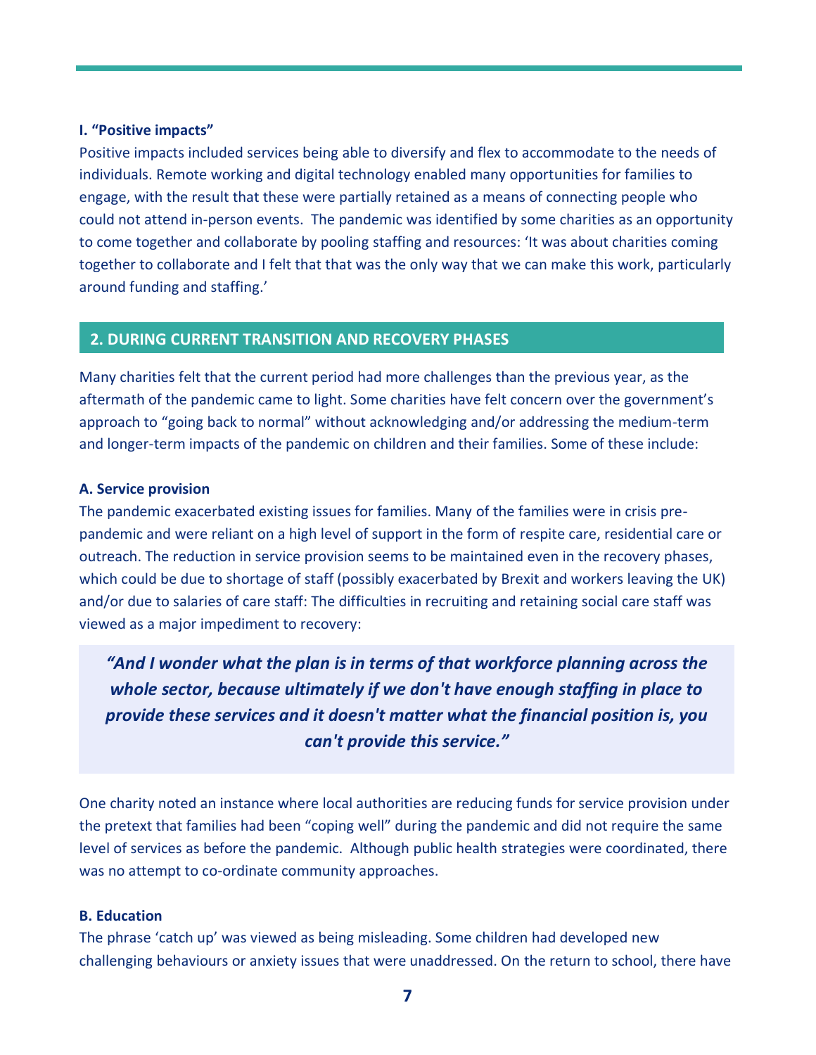#### I. "Positive impacts"

Positive impacts included services being able to diversify and flex to accommodate to the needs of individuals. Remote working and digital technology enabled many opportunities for families to engage, with the result that these were partially retained as a means of connecting people who could not attend in-person events. The pandemic was identified by some charities as an opportunity to come together and collaborate by pooling staffing and resources: 'It was about charities coming together to collaborate and I felt that that was the only way that we can make this work, particularly around funding and staffing.'

## 2. DURING CURRENT TRANSITION AND RECOVERY PHASES

Many charities felt that the current period had more challenges than the previous year, as the aftermath of the pandemic came to light. Some charities have felt concern over the government's approach to "going back to normal" without acknowledging and/or addressing the medium-term and longer-term impacts of the pandemic on children and their families. Some of these include:

#### A. Service provision

The pandemic exacerbated existing issues for families. Many of the families were in crisis pre-pandemic and were reliant on a high level of support in the form of respite care, residential care or outreach. The reduction in service provision seems to be maintained even in the recovery phases, which could be due to shortage of staff (possibly exacerbated by Brexit and workers leaving the UK) and/or due to salaries of care staff: The difficulties in recruiting and retaining social care staff was viewed as a major impediment to recovery:

> ***"And I wonder what the plan is in terms of that workforce planning across the whole sector, because ultimately if we don't have enough staffing in place to provide these services and it doesn't matter what the financial position is, you can't provide this service."***

One charity noted an instance where local authorities are reducing funds for service provision under the pretext that families had been "coping well" during the pandemic and did not require the same level of services as before the pandemic. Although public health strategies were coordinated, there was no attempt to co-ordinate community approaches.

#### B. Education

The phrase 'catch up' was viewed as being misleading. Some children had developed new challenging behaviours or anxiety issues that were unaddressed. On the return to school, there have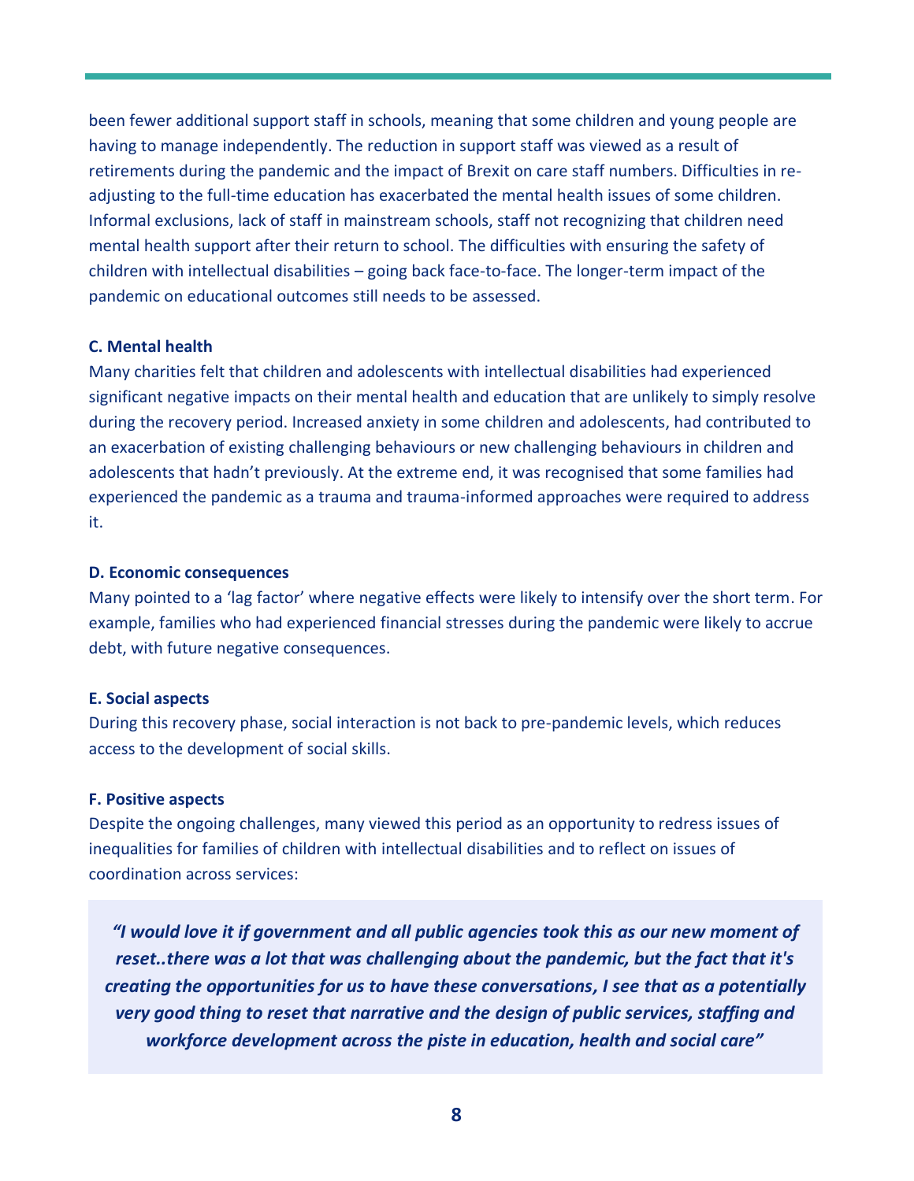been fewer additional support staff in schools, meaning that some children and young people are having to manage independently. The reduction in support staff was viewed as a result of retirements during the pandemic and the impact of Brexit on care staff numbers. Difficulties in re-adjusting to the full-time education has exacerbated the mental health issues of some children. Informal exclusions, lack of staff in mainstream schools, staff not recognizing that children need mental health support after their return to school. The difficulties with ensuring the safety of children with intellectual disabilities – going back face-to-face. The longer-term impact of the pandemic on educational outcomes still needs to be assessed.

**C. Mental health**

Many charities felt that children and adolescents with intellectual disabilities had experienced significant negative impacts on their mental health and education that are unlikely to simply resolve during the recovery period. Increased anxiety in some children and adolescents, had contributed to an exacerbation of existing challenging behaviours or new challenging behaviours in children and adolescents that hadn't previously. At the extreme end, it was recognised that some families had experienced the pandemic as a trauma and trauma-informed approaches were required to address it.

**D. Economic consequences**

Many pointed to a 'lag factor' where negative effects were likely to intensify over the short term. For example, families who had experienced financial stresses during the pandemic were likely to accrue debt, with future negative consequences.

**E. Social aspects**

During this recovery phase, social interaction is not back to pre-pandemic levels, which reduces access to the development of social skills.

**F. Positive aspects**

Despite the ongoing challenges, many viewed this period as an opportunity to redress issues of inequalities for families of children with intellectual disabilities and to reflect on issues of coordination across services:

> ***"I would love it if government and all public agencies took this as our new moment of reset..there was a lot that was challenging about the pandemic, but the fact that it's creating the opportunities for us to have these conversations, I see that as a potentially very good thing to reset that narrative and the design of public services, staffing and workforce development across the piste in education, health and social care"***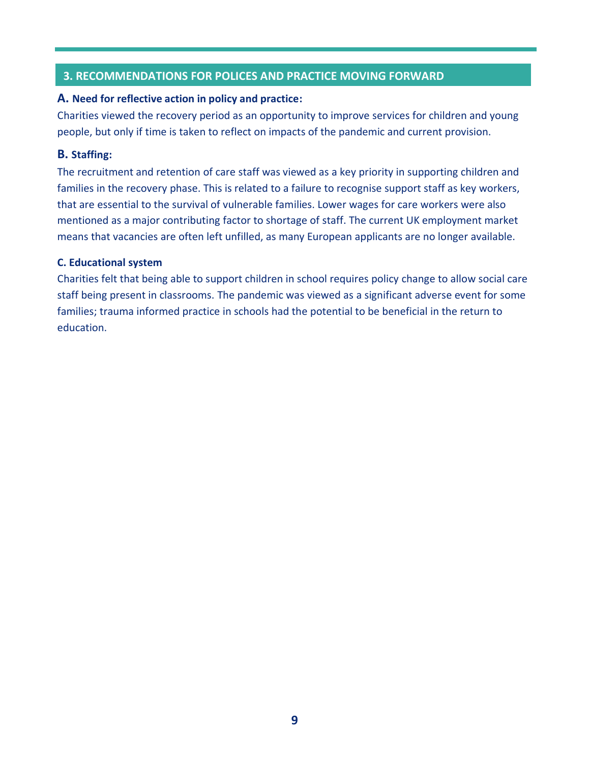## 3. RECOMMENDATIONS FOR POLICES AND PRACTICE MOVING FORWARD

### A. Need for reflective action in policy and practice:

Charities viewed the recovery period as an opportunity to improve services for children and young people, but only if time is taken to reflect on impacts of the pandemic and current provision.

### B. Staffing:

The recruitment and retention of care staff was viewed as a key priority in supporting children and families in the recovery phase. This is related to a failure to recognise support staff as key workers, that are essential to the survival of vulnerable families. Lower wages for care workers were also mentioned as a major contributing factor to shortage of staff. The current UK employment market means that vacancies are often left unfilled, as many European applicants are no longer available.

### C. Educational system

Charities felt that being able to support children in school requires policy change to allow social care staff being present in classrooms. The pandemic was viewed as a significant adverse event for some families; trauma informed practice in schools had the potential to be beneficial in the return to education.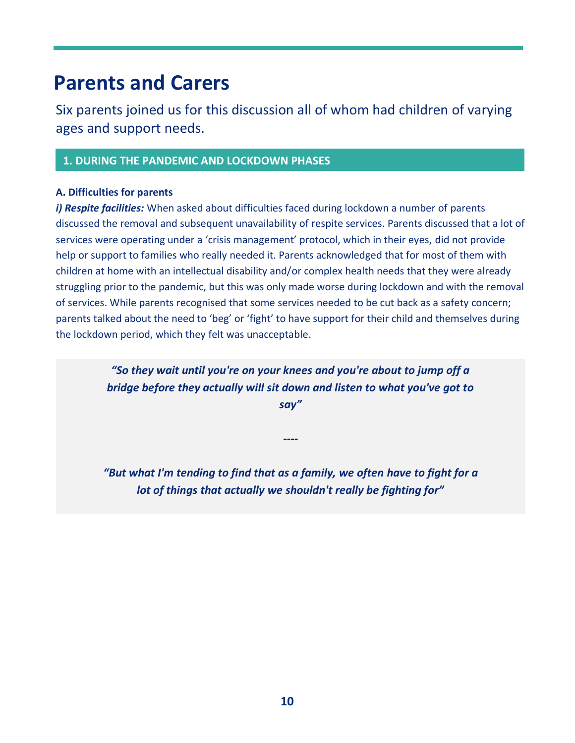# Parents and Carers

Six parents joined us for this discussion all of whom had children of varying ages and support needs.

## 1. DURING THE PANDEMIC AND LOCKDOWN PHASES

### A. Difficulties for parents

***i) Respite facilities:*** When asked about difficulties faced during lockdown a number of parents discussed the removal and subsequent unavailability of respite services. Parents discussed that a lot of services were operating under a 'crisis management' protocol, which in their eyes, did not provide help or support to families who really needed it. Parents acknowledged that for most of them with children at home with an intellectual disability and/or complex health needs that they were already struggling prior to the pandemic, but this was only made worse during lockdown and with the removal of services. While parents recognised that some services needed to be cut back as a safety concern; parents talked about the need to 'beg' or 'fight' to have support for their child and themselves during the lockdown period, which they felt was unacceptable.

> ***"So they wait until you're on your knees and you're about to jump off a bridge before they actually will sit down and listen to what you've got to say"***
>
> ----
>
> ***"But what I'm tending to find that as a family, we often have to fight for a lot of things that actually we shouldn't really be fighting for"***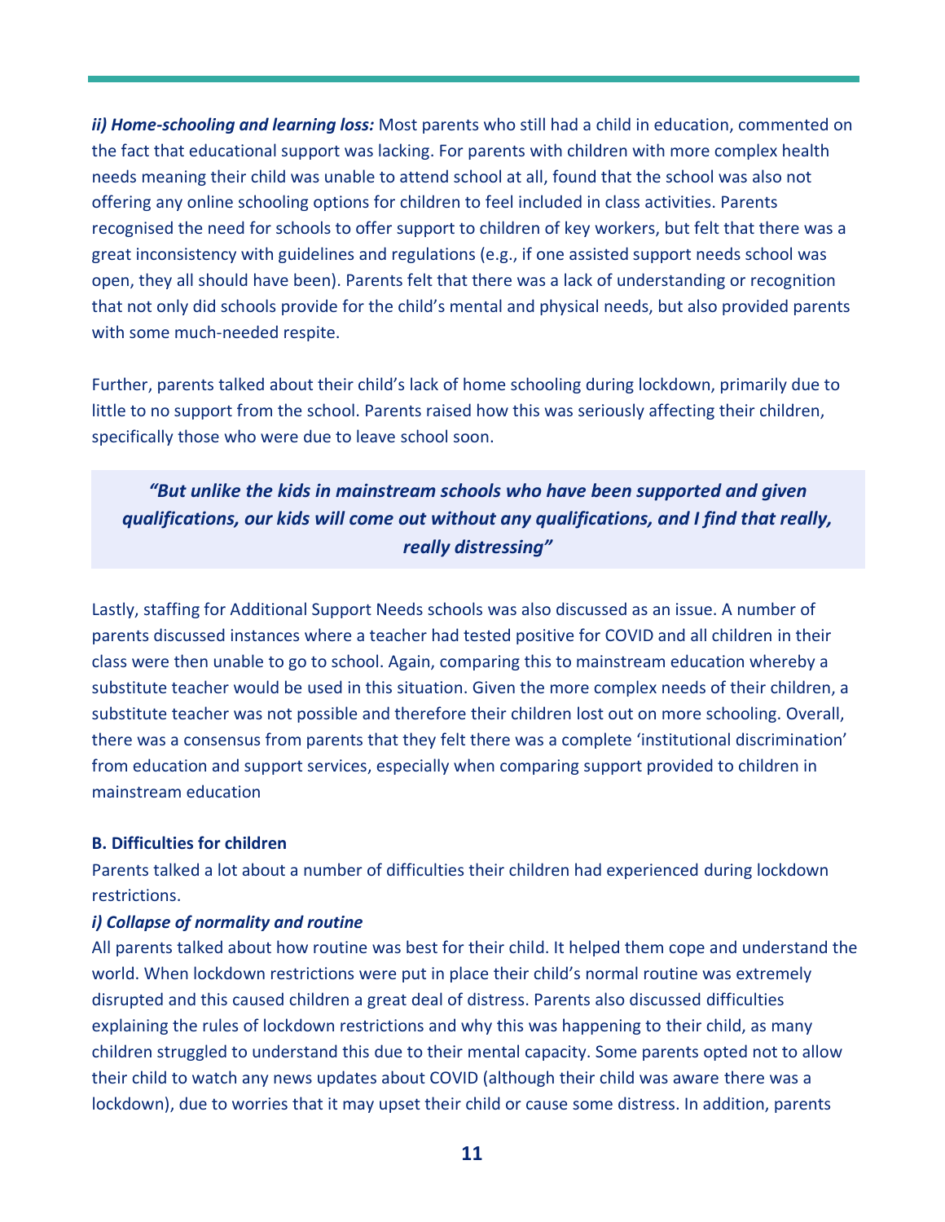***ii) Home-schooling and learning loss:*** Most parents who still had a child in education, commented on the fact that educational support was lacking. For parents with children with more complex health needs meaning their child was unable to attend school at all, found that the school was also not offering any online schooling options for children to feel included in class activities. Parents recognised the need for schools to offer support to children of key workers, but felt that there was a great inconsistency with guidelines and regulations (e.g., if one assisted support needs school was open, they all should have been). Parents felt that there was a lack of understanding or recognition that not only did schools provide for the child's mental and physical needs, but also provided parents with some much-needed respite.

Further, parents talked about their child's lack of home schooling during lockdown, primarily due to little to no support from the school. Parents raised how this was seriously affecting their children, specifically those who were due to leave school soon.

> ***"But unlike the kids in mainstream schools who have been supported and given qualifications, our kids will come out without any qualifications, and I find that really, really distressing"***

Lastly, staffing for Additional Support Needs schools was also discussed as an issue. A number of parents discussed instances where a teacher had tested positive for COVID and all children in their class were then unable to go to school. Again, comparing this to mainstream education whereby a substitute teacher would be used in this situation. Given the more complex needs of their children, a substitute teacher was not possible and therefore their children lost out on more schooling. Overall, there was a consensus from parents that they felt there was a complete 'institutional discrimination' from education and support services, especially when comparing support provided to children in mainstream education

**B. Difficulties for children**

Parents talked a lot about a number of difficulties their children had experienced during lockdown restrictions.

***i) Collapse of normality and routine***

All parents talked about how routine was best for their child. It helped them cope and understand the world. When lockdown restrictions were put in place their child's normal routine was extremely disrupted and this caused children a great deal of distress. Parents also discussed difficulties explaining the rules of lockdown restrictions and why this was happening to their child, as many children struggled to understand this due to their mental capacity. Some parents opted not to allow their child to watch any news updates about COVID (although their child was aware there was a lockdown), due to worries that it may upset their child or cause some distress. In addition, parents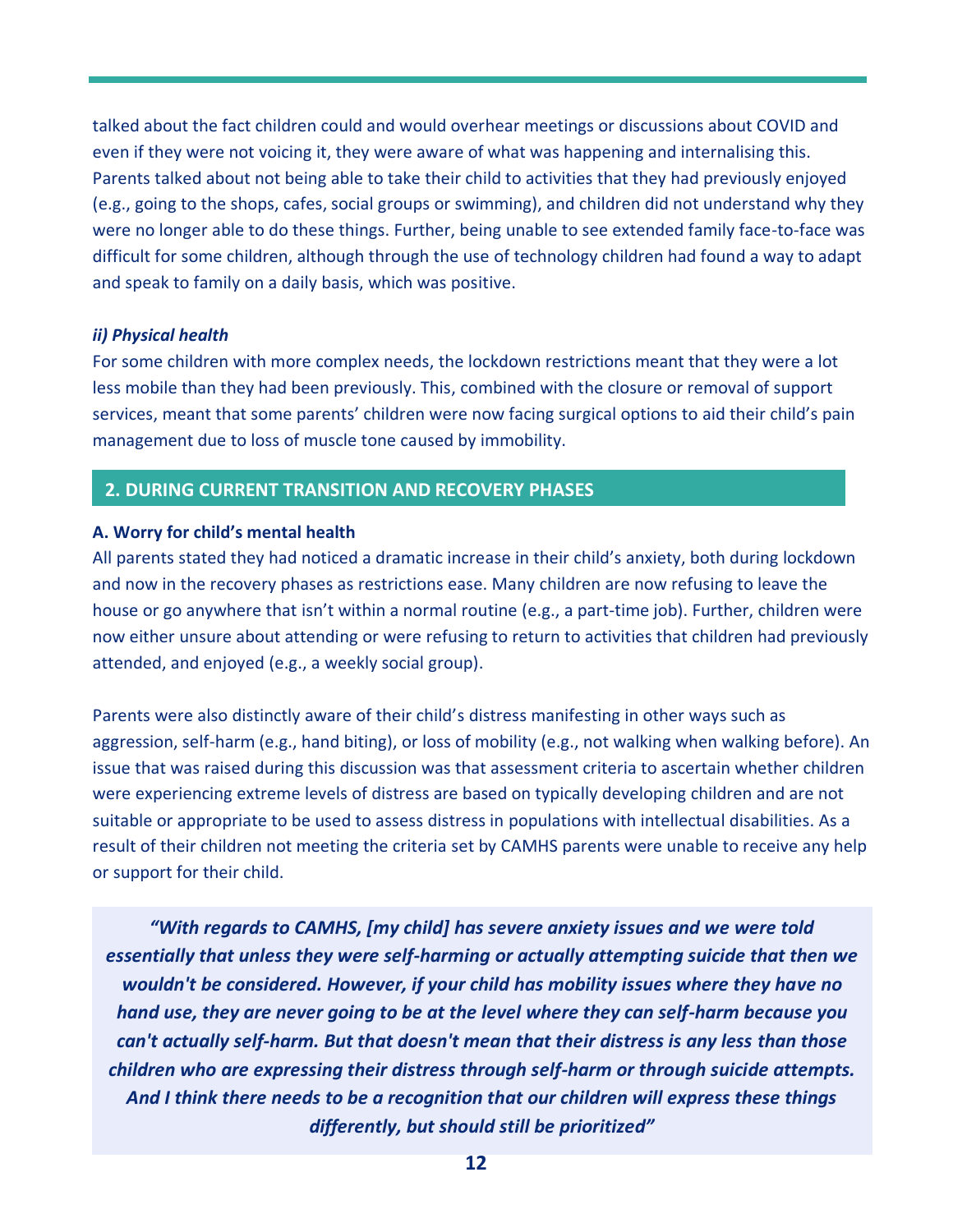talked about the fact children could and would overhear meetings or discussions about COVID and even if they were not voicing it, they were aware of what was happening and internalising this. Parents talked about not being able to take their child to activities that they had previously enjoyed (e.g., going to the shops, cafes, social groups or swimming), and children did not understand why they were no longer able to do these things. Further, being unable to see extended family face-to-face was difficult for some children, although through the use of technology children had found a way to adapt and speak to family on a daily basis, which was positive.

***ii) Physical health***

For some children with more complex needs, the lockdown restrictions meant that they were a lot less mobile than they had been previously. This, combined with the closure or removal of support services, meant that some parents' children were now facing surgical options to aid their child's pain management due to loss of muscle tone caused by immobility.

## 2. DURING CURRENT TRANSITION AND RECOVERY PHASES

**A. Worry for child's mental health**

All parents stated they had noticed a dramatic increase in their child's anxiety, both during lockdown and now in the recovery phases as restrictions ease. Many children are now refusing to leave the house or go anywhere that isn't within a normal routine (e.g., a part-time job). Further, children were now either unsure about attending or were refusing to return to activities that children had previously attended, and enjoyed (e.g., a weekly social group).

Parents were also distinctly aware of their child's distress manifesting in other ways such as aggression, self-harm (e.g., hand biting), or loss of mobility (e.g., not walking when walking before). An issue that was raised during this discussion was that assessment criteria to ascertain whether children were experiencing extreme levels of distress are based on typically developing children and are not suitable or appropriate to be used to assess distress in populations with intellectual disabilities. As a result of their children not meeting the criteria set by CAMHS parents were unable to receive any help or support for their child.

> ***"With regards to CAMHS, [my child] has severe anxiety issues and we were told essentially that unless they were self-harming or actually attempting suicide that then we wouldn't be considered. However, if your child has mobility issues where they have no hand use, they are never going to be at the level where they can self-harm because you can't actually self-harm. But that doesn't mean that their distress is any less than those children who are expressing their distress through self-harm or through suicide attempts. And I think there needs to be a recognition that our children will express these things differently, but should still be prioritized"***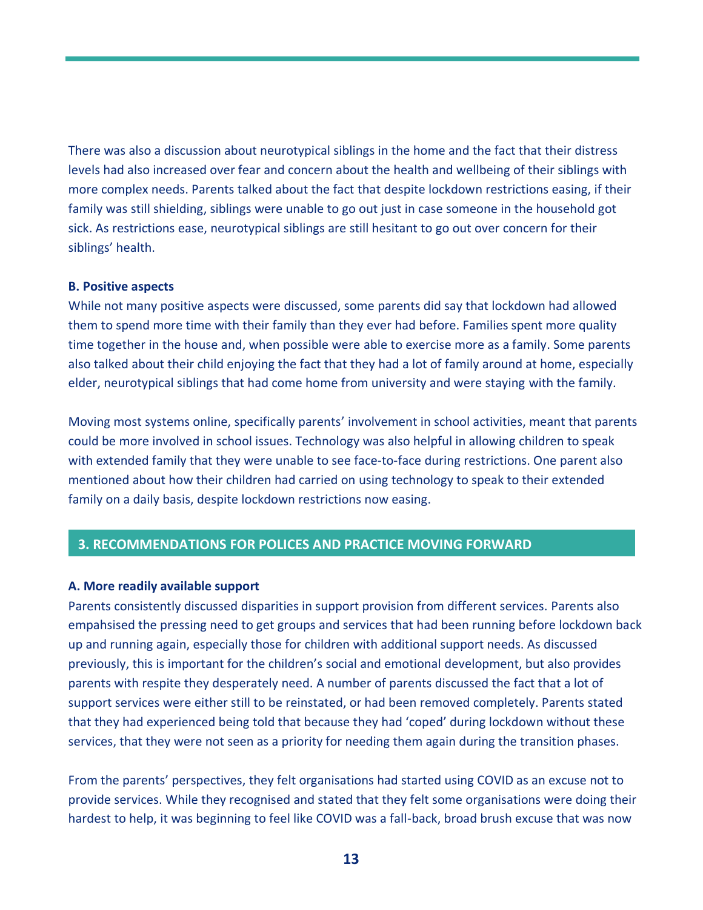There was also a discussion about neurotypical siblings in the home and the fact that their distress levels had also increased over fear and concern about the health and wellbeing of their siblings with more complex needs. Parents talked about the fact that despite lockdown restrictions easing, if their family was still shielding, siblings were unable to go out just in case someone in the household got sick. As restrictions ease, neurotypical siblings are still hesitant to go out over concern for their siblings' health.

**B. Positive aspects**

While not many positive aspects were discussed, some parents did say that lockdown had allowed them to spend more time with their family than they ever had before. Families spent more quality time together in the house and, when possible were able to exercise more as a family. Some parents also talked about their child enjoying the fact that they had a lot of family around at home, especially elder, neurotypical siblings that had come home from university and were staying with the family.

Moving most systems online, specifically parents' involvement in school activities, meant that parents could be more involved in school issues. Technology was also helpful in allowing children to speak with extended family that they were unable to see face-to-face during restrictions. One parent also mentioned about how their children had carried on using technology to speak to their extended family on a daily basis, despite lockdown restrictions now easing.

## 3. RECOMMENDATIONS FOR POLICES AND PRACTICE MOVING FORWARD

**A. More readily available support**

Parents consistently discussed disparities in support provision from different services. Parents also empahsised the pressing need to get groups and services that had been running before lockdown back up and running again, especially those for children with additional support needs. As discussed previously, this is important for the children's social and emotional development, but also provides parents with respite they desperately need. A number of parents discussed the fact that a lot of support services were either still to be reinstated, or had been removed completely. Parents stated that they had experienced being told that because they had 'coped' during lockdown without these services, that they were not seen as a priority for needing them again during the transition phases.

From the parents' perspectives, they felt organisations had started using COVID as an excuse not to provide services. While they recognised and stated that they felt some organisations were doing their hardest to help, it was beginning to feel like COVID was a fall-back, broad brush excuse that was now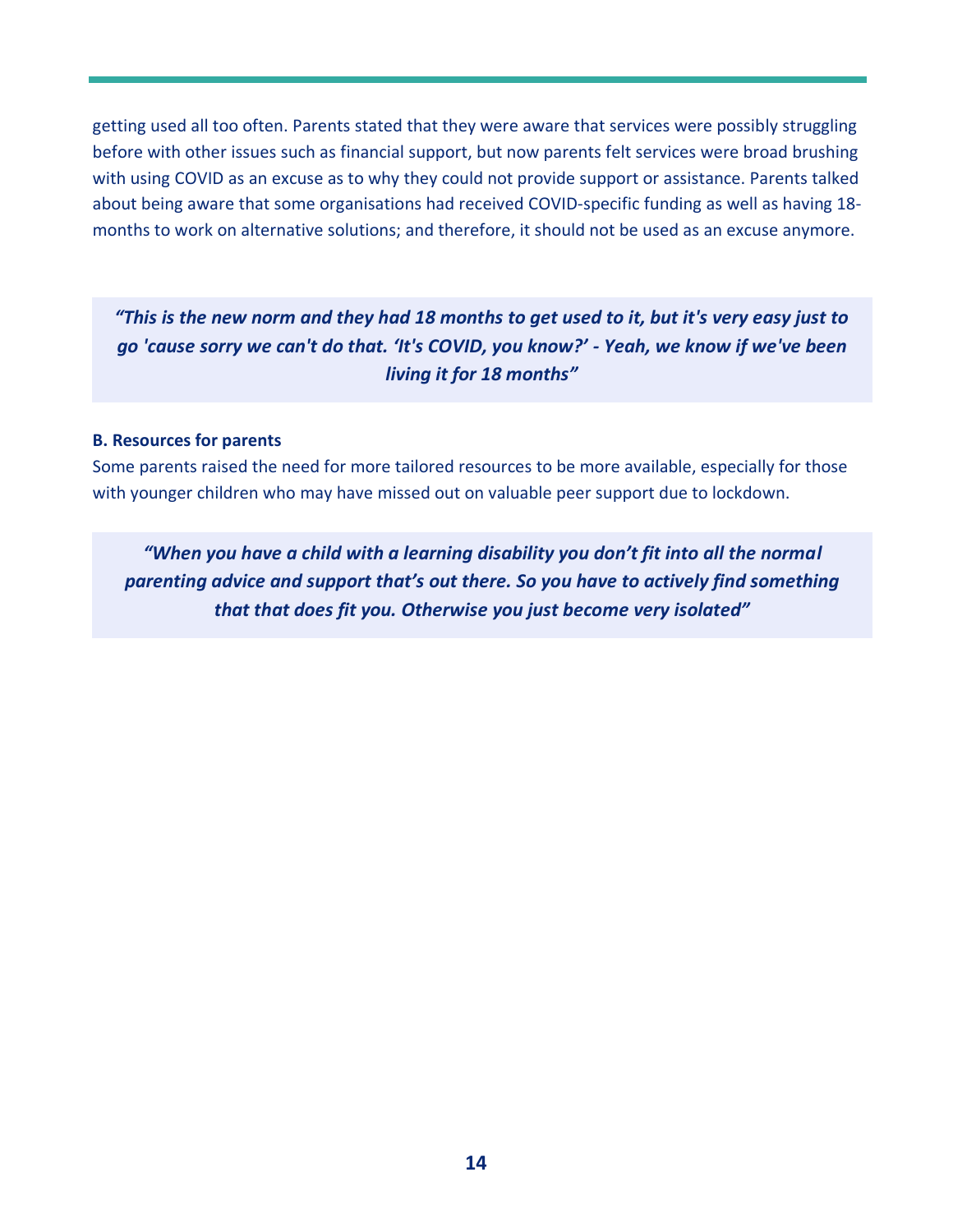getting used all too often. Parents stated that they were aware that services were possibly struggling before with other issues such as financial support, but now parents felt services were broad brushing with using COVID as an excuse as to why they could not provide support or assistance. Parents talked about being aware that some organisations had received COVID-specific funding as well as having 18-months to work on alternative solutions; and therefore, it should not be used as an excuse anymore.

> ***"This is the new norm and they had 18 months to get used to it, but it's very easy just to go 'cause sorry we can't do that. 'It's COVID, you know?' - Yeah, we know if we've been living it for 18 months"***

**B. Resources for parents**

Some parents raised the need for more tailored resources to be more available, especially for those with younger children who may have missed out on valuable peer support due to lockdown.

> ***"When you have a child with a learning disability you don't fit into all the normal parenting advice and support that's out there. So you have to actively find something that that does fit you. Otherwise you just become very isolated"***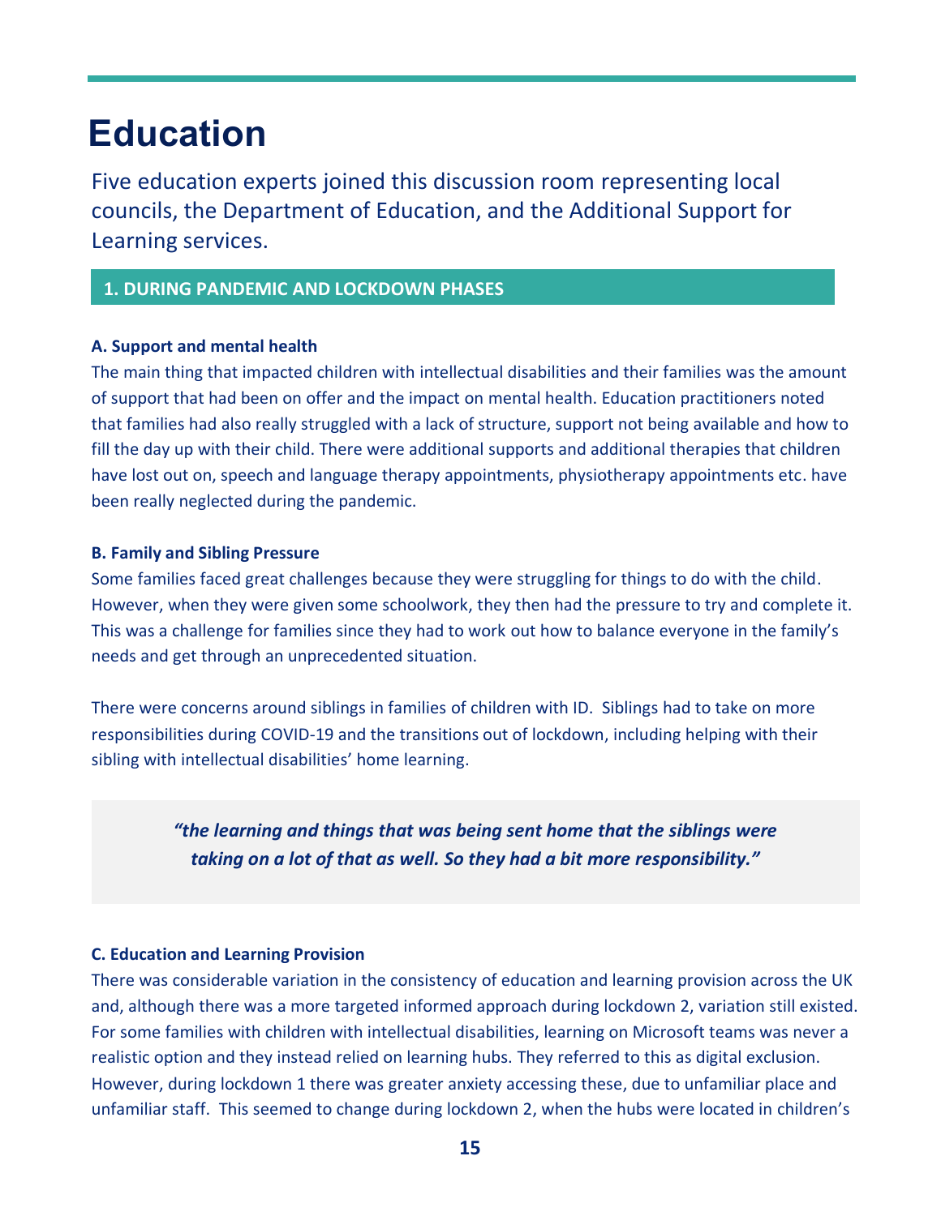# Education

Five education experts joined this discussion room representing local councils, the Department of Education, and the Additional Support for Learning services.

## 1. DURING PANDEMIC AND LOCKDOWN PHASES

### A. Support and mental health

The main thing that impacted children with intellectual disabilities and their families was the amount of support that had been on offer and the impact on mental health. Education practitioners noted that families had also really struggled with a lack of structure, support not being available and how to fill the day up with their child. There were additional supports and additional therapies that children have lost out on, speech and language therapy appointments, physiotherapy appointments etc. have been really neglected during the pandemic.

### B. Family and Sibling Pressure

Some families faced great challenges because they were struggling for things to do with the child. However, when they were given some schoolwork, they then had the pressure to try and complete it. This was a challenge for families since they had to work out how to balance everyone in the family's needs and get through an unprecedented situation.

There were concerns around siblings in families of children with ID. Siblings had to take on more responsibilities during COVID-19 and the transitions out of lockdown, including helping with their sibling with intellectual disabilities' home learning.

> ***"the learning and things that was being sent home that the siblings were taking on a lot of that as well. So they had a bit more responsibility."***

### C. Education and Learning Provision

There was considerable variation in the consistency of education and learning provision across the UK and, although there was a more targeted informed approach during lockdown 2, variation still existed. For some families with children with intellectual disabilities, learning on Microsoft teams was never a realistic option and they instead relied on learning hubs. They referred to this as digital exclusion. However, during lockdown 1 there was greater anxiety accessing these, due to unfamiliar place and unfamiliar staff. This seemed to change during lockdown 2, when the hubs were located in children's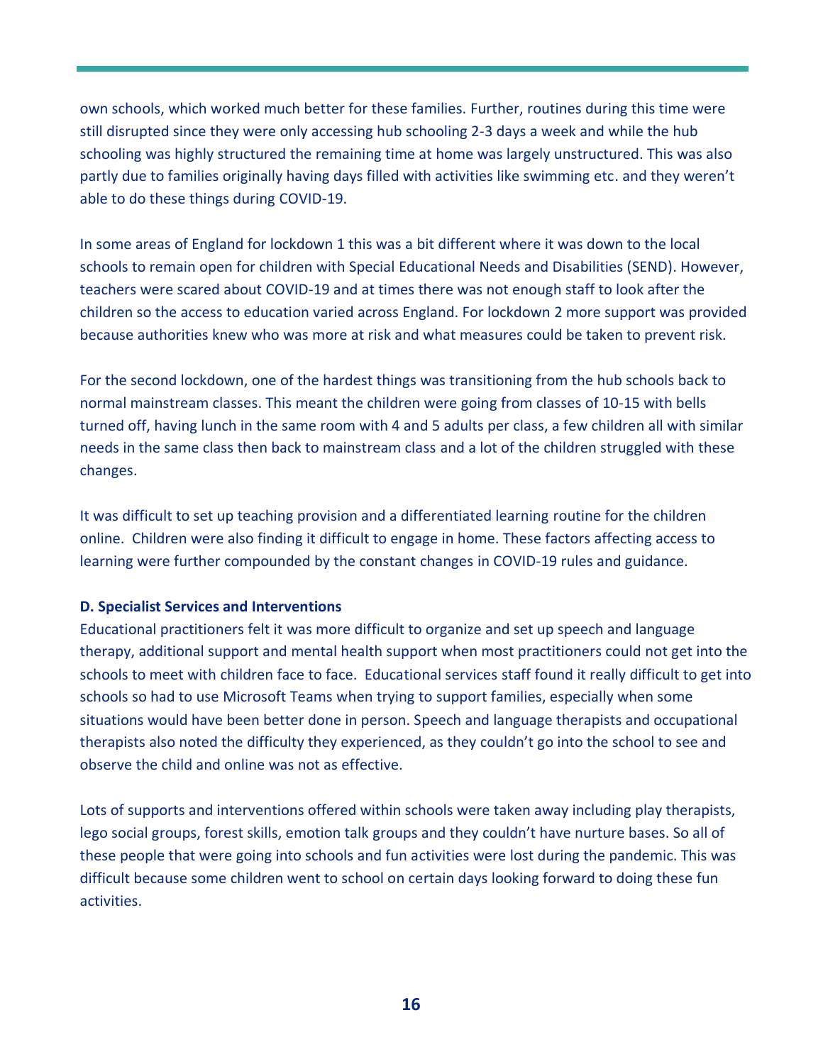own schools, which worked much better for these families. Further, routines during this time were still disrupted since they were only accessing hub schooling 2-3 days a week and while the hub schooling was highly structured the remaining time at home was largely unstructured. This was also partly due to families originally having days filled with activities like swimming etc. and they weren't able to do these things during COVID-19.

In some areas of England for lockdown 1 this was a bit different where it was down to the local schools to remain open for children with Special Educational Needs and Disabilities (SEND). However, teachers were scared about COVID-19 and at times there was not enough staff to look after the children so the access to education varied across England. For lockdown 2 more support was provided because authorities knew who was more at risk and what measures could be taken to prevent risk.

For the second lockdown, one of the hardest things was transitioning from the hub schools back to normal mainstream classes. This meant the children were going from classes of 10-15 with bells turned off, having lunch in the same room with 4 and 5 adults per class, a few children all with similar needs in the same class then back to mainstream class and a lot of the children struggled with these changes.

It was difficult to set up teaching provision and a differentiated learning routine for the children online. Children were also finding it difficult to engage in home. These factors affecting access to learning were further compounded by the constant changes in COVID-19 rules and guidance.

**D. Specialist Services and Interventions**

Educational practitioners felt it was more difficult to organize and set up speech and language therapy, additional support and mental health support when most practitioners could not get into the schools to meet with children face to face. Educational services staff found it really difficult to get into schools so had to use Microsoft Teams when trying to support families, especially when some situations would have been better done in person. Speech and language therapists and occupational therapists also noted the difficulty they experienced, as they couldn't go into the school to see and observe the child and online was not as effective.

Lots of supports and interventions offered within schools were taken away including play therapists, lego social groups, forest skills, emotion talk groups and they couldn't have nurture bases. So all of these people that were going into schools and fun activities were lost during the pandemic. This was difficult because some children went to school on certain days looking forward to doing these fun activities.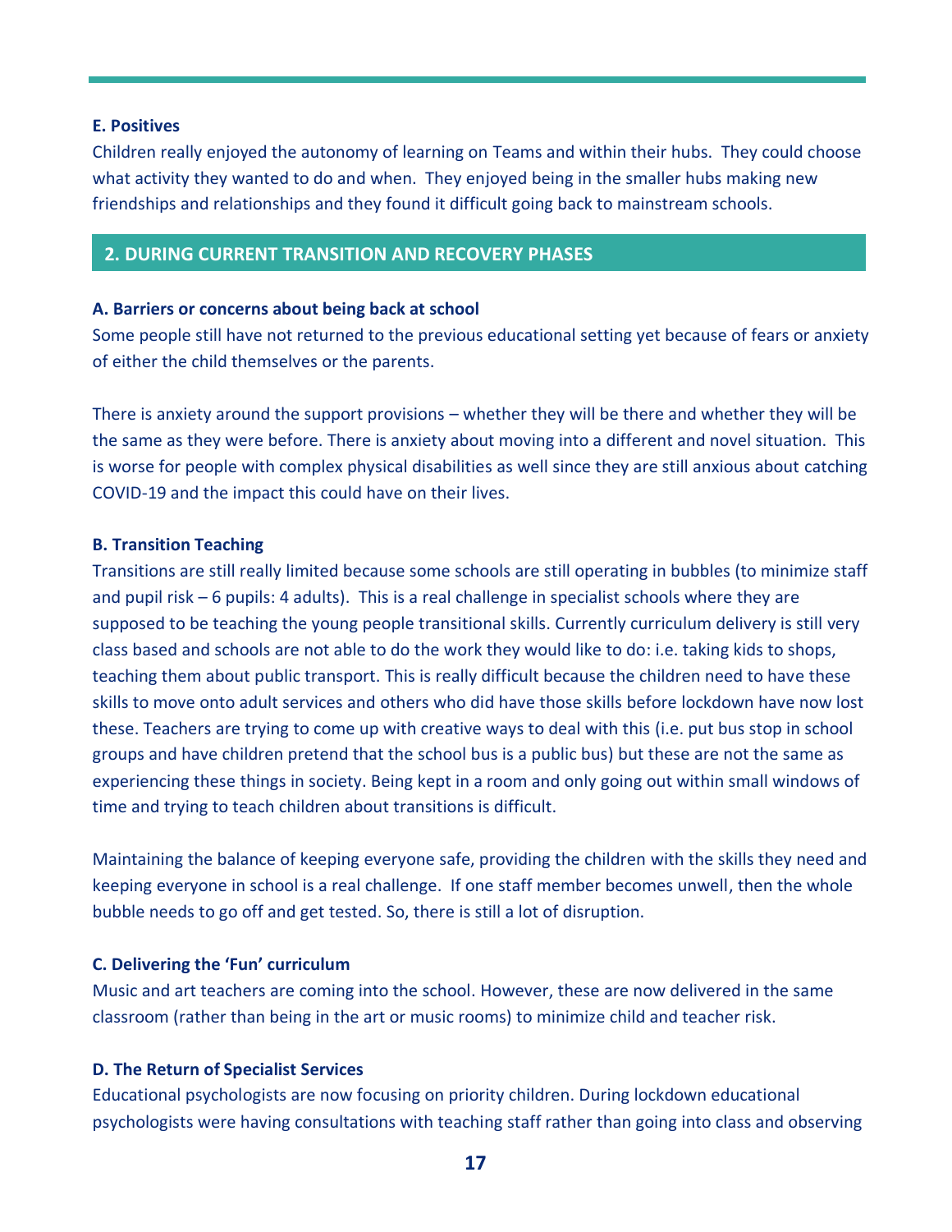### E. Positives

Children really enjoyed the autonomy of learning on Teams and within their hubs. They could choose what activity they wanted to do and when. They enjoyed being in the smaller hubs making new friendships and relationships and they found it difficult going back to mainstream schools.

## 2. DURING CURRENT TRANSITION AND RECOVERY PHASES

### A. Barriers or concerns about being back at school

Some people still have not returned to the previous educational setting yet because of fears or anxiety of either the child themselves or the parents.

There is anxiety around the support provisions – whether they will be there and whether they will be the same as they were before. There is anxiety about moving into a different and novel situation. This is worse for people with complex physical disabilities as well since they are still anxious about catching COVID-19 and the impact this could have on their lives.

### B. Transition Teaching

Transitions are still really limited because some schools are still operating in bubbles (to minimize staff and pupil risk – 6 pupils: 4 adults). This is a real challenge in specialist schools where they are supposed to be teaching the young people transitional skills. Currently curriculum delivery is still very class based and schools are not able to do the work they would like to do: i.e. taking kids to shops, teaching them about public transport. This is really difficult because the children need to have these skills to move onto adult services and others who did have those skills before lockdown have now lost these. Teachers are trying to come up with creative ways to deal with this (i.e. put bus stop in school groups and have children pretend that the school bus is a public bus) but these are not the same as experiencing these things in society. Being kept in a room and only going out within small windows of time and trying to teach children about transitions is difficult.

Maintaining the balance of keeping everyone safe, providing the children with the skills they need and keeping everyone in school is a real challenge. If one staff member becomes unwell, then the whole bubble needs to go off and get tested. So, there is still a lot of disruption.

### C. Delivering the 'Fun' curriculum

Music and art teachers are coming into the school. However, these are now delivered in the same classroom (rather than being in the art or music rooms) to minimize child and teacher risk.

### D. The Return of Specialist Services

Educational psychologists are now focusing on priority children. During lockdown educational psychologists were having consultations with teaching staff rather than going into class and observing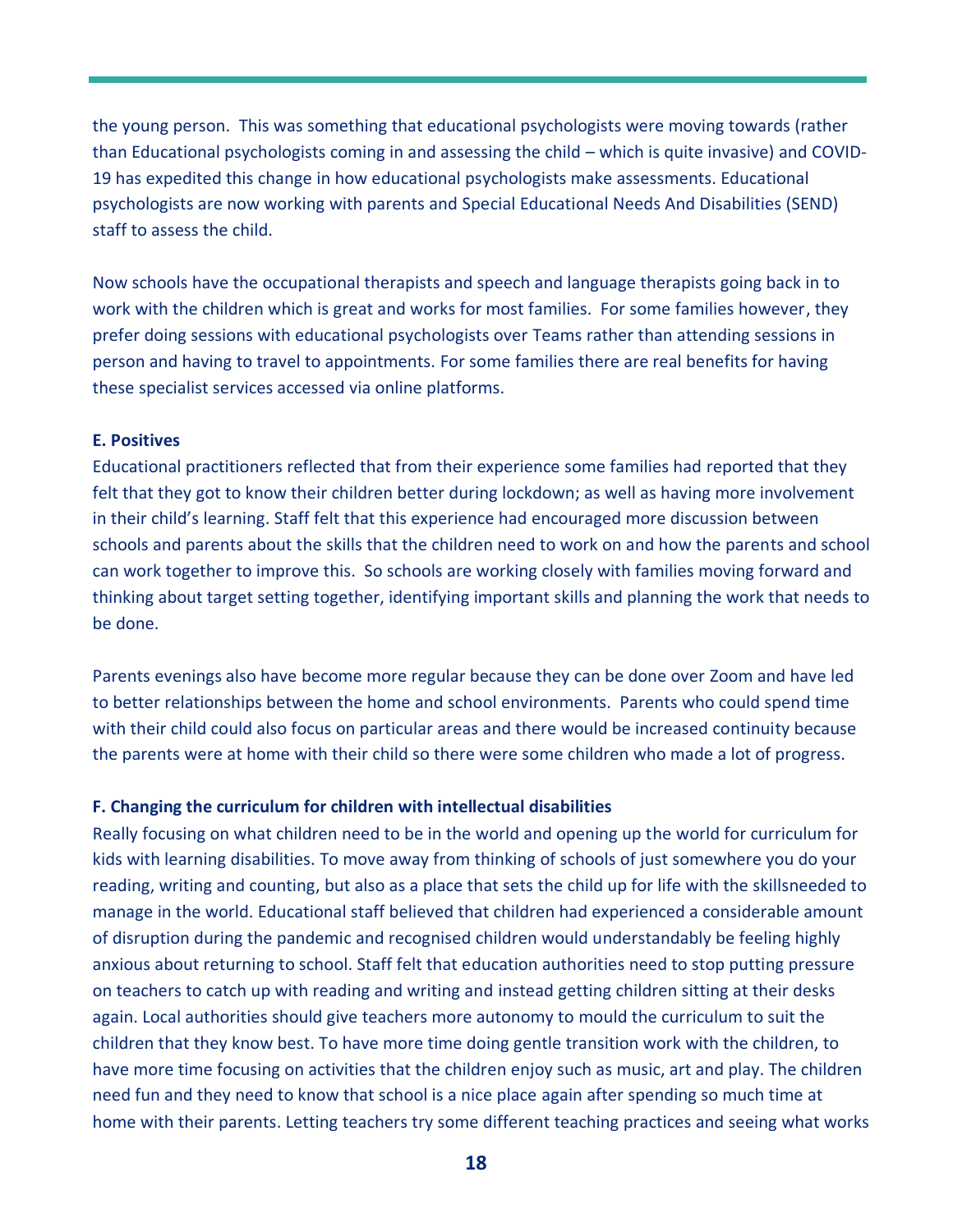the young person. This was something that educational psychologists were moving towards (rather than Educational psychologists coming in and assessing the child – which is quite invasive) and COVID-19 has expedited this change in how educational psychologists make assessments. Educational psychologists are now working with parents and Special Educational Needs And Disabilities (SEND) staff to assess the child.

Now schools have the occupational therapists and speech and language therapists going back in to work with the children which is great and works for most families. For some families however, they prefer doing sessions with educational psychologists over Teams rather than attending sessions in person and having to travel to appointments. For some families there are real benefits for having these specialist services accessed via online platforms.

**E. Positives**

Educational practitioners reflected that from their experience some families had reported that they felt that they got to know their children better during lockdown; as well as having more involvement in their child's learning. Staff felt that this experience had encouraged more discussion between schools and parents about the skills that the children need to work on and how the parents and school can work together to improve this. So schools are working closely with families moving forward and thinking about target setting together, identifying important skills and planning the work that needs to be done.

Parents evenings also have become more regular because they can be done over Zoom and have led to better relationships between the home and school environments. Parents who could spend time with their child could also focus on particular areas and there would be increased continuity because the parents were at home with their child so there were some children who made a lot of progress.

**F. Changing the curriculum for children with intellectual disabilities**

Really focusing on what children need to be in the world and opening up the world for curriculum for kids with learning disabilities. To move away from thinking of schools of just somewhere you do your reading, writing and counting, but also as a place that sets the child up for life with the skillsneeded to manage in the world. Educational staff believed that children had experienced a considerable amount of disruption during the pandemic and recognised children would understandably be feeling highly anxious about returning to school. Staff felt that education authorities need to stop putting pressure on teachers to catch up with reading and writing and instead getting children sitting at their desks again. Local authorities should give teachers more autonomy to mould the curriculum to suit the children that they know best. To have more time doing gentle transition work with the children, to have more time focusing on activities that the children enjoy such as music, art and play. The children need fun and they need to know that school is a nice place again after spending so much time at home with their parents. Letting teachers try some different teaching practices and seeing what works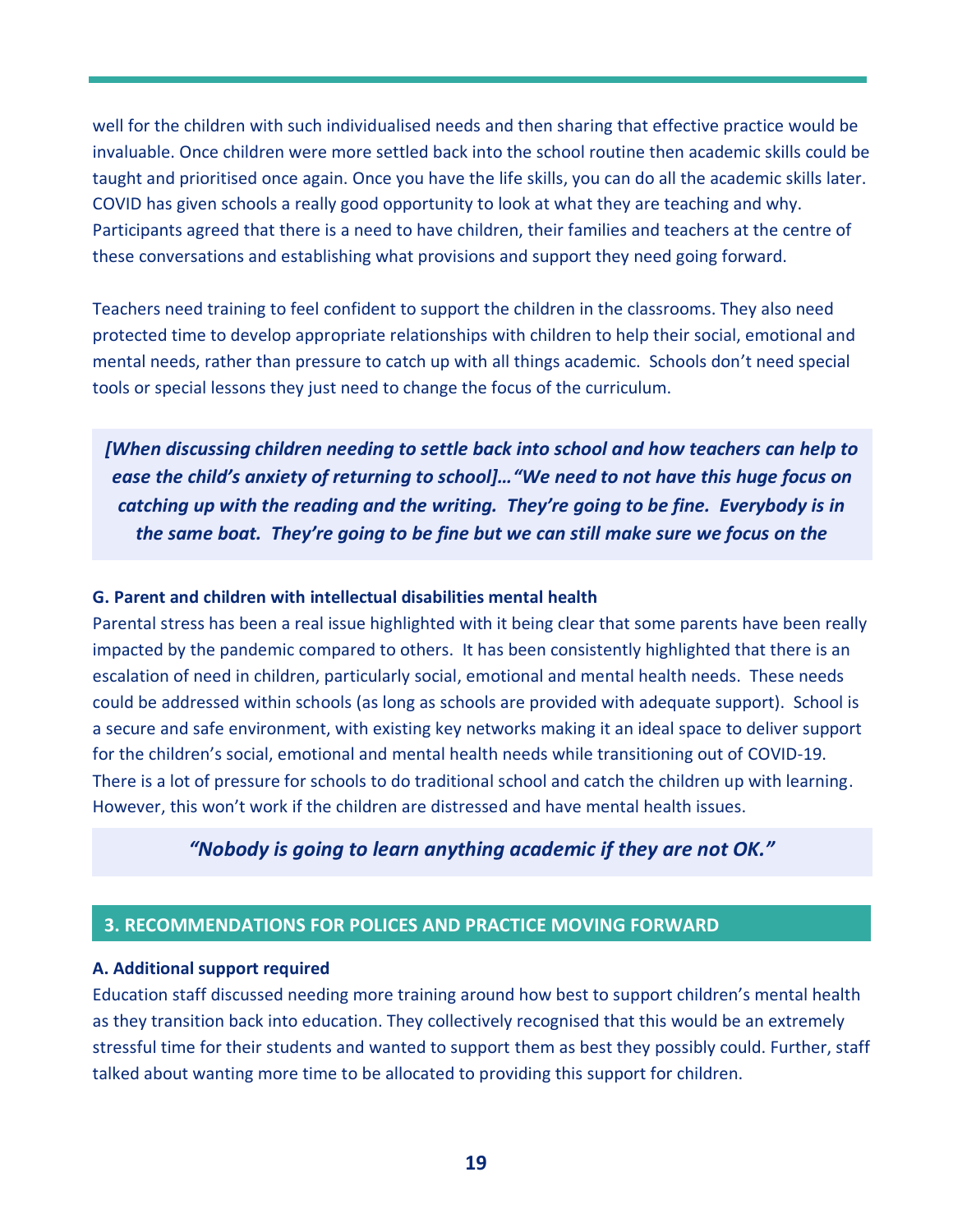well for the children with such individualised needs and then sharing that effective practice would be invaluable. Once children were more settled back into the school routine then academic skills could be taught and prioritised once again. Once you have the life skills, you can do all the academic skills later. COVID has given schools a really good opportunity to look at what they are teaching and why. Participants agreed that there is a need to have children, their families and teachers at the centre of these conversations and establishing what provisions and support they need going forward.

Teachers need training to feel confident to support the children in the classrooms. They also need protected time to develop appropriate relationships with children to help their social, emotional and mental needs, rather than pressure to catch up with all things academic. Schools don't need special tools or special lessons they just need to change the focus of the curriculum.

> ***[When discussing children needing to settle back into school and how teachers can help to ease the child's anxiety of returning to school]…"We need to not have this huge focus on catching up with the reading and the writing. They're going to be fine. Everybody is in the same boat. They're going to be fine but we can still make sure we focus on the***

**G. Parent and children with intellectual disabilities mental health**

Parental stress has been a real issue highlighted with it being clear that some parents have been really impacted by the pandemic compared to others. It has been consistently highlighted that there is an escalation of need in children, particularly social, emotional and mental health needs. These needs could be addressed within schools (as long as schools are provided with adequate support). School is a secure and safe environment, with existing key networks making it an ideal space to deliver support for the children's social, emotional and mental health needs while transitioning out of COVID-19. There is a lot of pressure for schools to do traditional school and catch the children up with learning. However, this won't work if the children are distressed and have mental health issues.

> ***"Nobody is going to learn anything academic if they are not OK."***

## 3. RECOMMENDATIONS FOR POLICES AND PRACTICE MOVING FORWARD

**A. Additional support required**

Education staff discussed needing more training around how best to support children's mental health as they transition back into education. They collectively recognised that this would be an extremely stressful time for their students and wanted to support them as best they possibly could. Further, staff talked about wanting more time to be allocated to providing this support for children.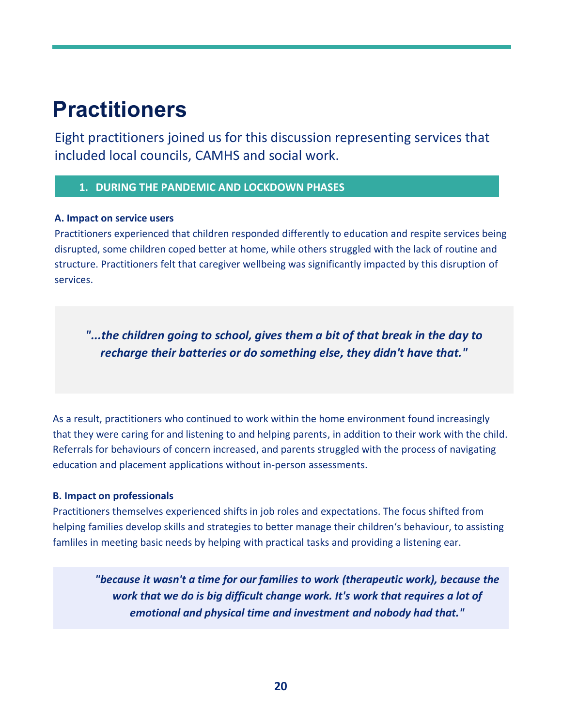# Practitioners

Eight practitioners joined us for this discussion representing services that included local councils, CAMHS and social work.

## 1. DURING THE PANDEMIC AND LOCKDOWN PHASES

**A. Impact on service users**

Practitioners experienced that children responded differently to education and respite services being disrupted, some children coped better at home, while others struggled with the lack of routine and structure. Practitioners felt that caregiver wellbeing was significantly impacted by this disruption of services.

> ***"...the children going to school, gives them a bit of that break in the day to recharge their batteries or do something else, they didn't have that."***

As a result, practitioners who continued to work within the home environment found increasingly that they were caring for and listening to and helping parents, in addition to their work with the child. Referrals for behaviours of concern increased, and parents struggled with the process of navigating education and placement applications without in-person assessments.

**B. Impact on professionals**

Practitioners themselves experienced shifts in job roles and expectations. The focus shifted from helping families develop skills and strategies to better manage their children's behaviour, to assisting famliles in meeting basic needs by helping with practical tasks and providing a listening ear.

> ***"because it wasn't a time for our families to work (therapeutic work), because the work that we do is big difficult change work. It's work that requires a lot of emotional and physical time and investment and nobody had that."***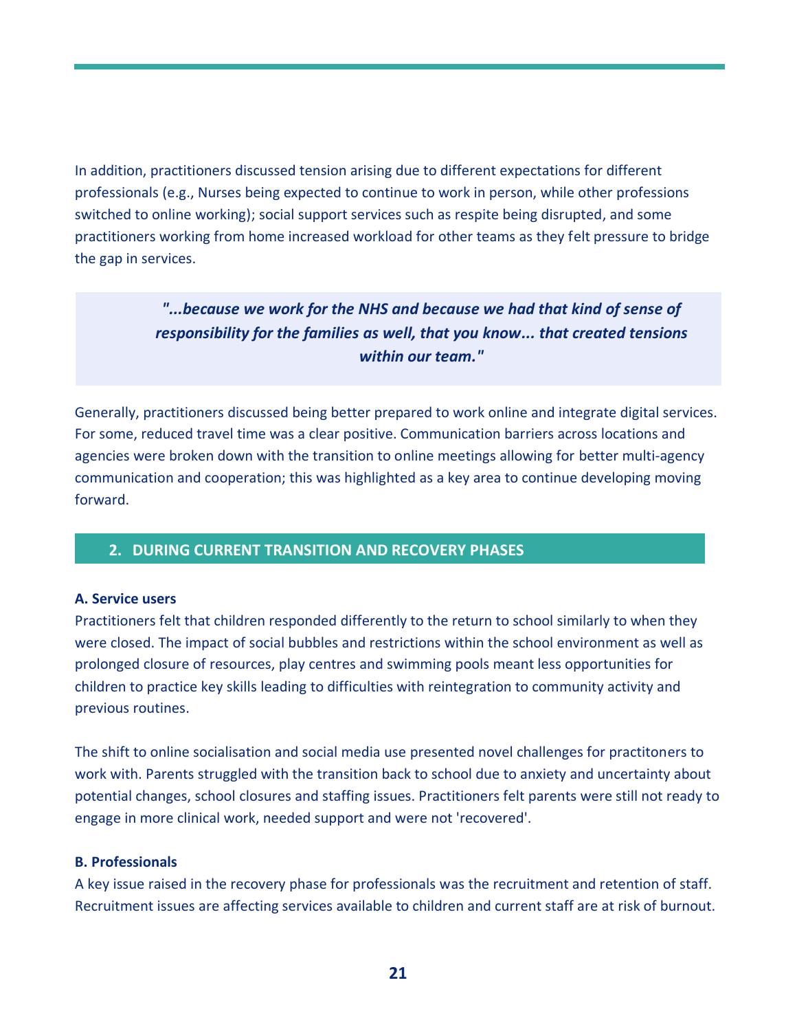In addition, practitioners discussed tension arising due to different expectations for different professionals (e.g., Nurses being expected to continue to work in person, while other professions switched to online working); social support services such as respite being disrupted, and some practitioners working from home increased workload for other teams as they felt pressure to bridge the gap in services.

> ***"...because we work for the NHS and because we had that kind of sense of responsibility for the families as well, that you know... that created tensions within our team."***

Generally, practitioners discussed being better prepared to work online and integrate digital services. For some, reduced travel time was a clear positive. Communication barriers across locations and agencies were broken down with the transition to online meetings allowing for better multi-agency communication and cooperation; this was highlighted as a key area to continue developing moving forward.

## 2. DURING CURRENT TRANSITION AND RECOVERY PHASES

**A. Service users**

Practitioners felt that children responded differently to the return to school similarly to when they were closed. The impact of social bubbles and restrictions within the school environment as well as prolonged closure of resources, play centres and swimming pools meant less opportunities for children to practice key skills leading to difficulties with reintegration to community activity and previous routines.

The shift to online socialisation and social media use presented novel challenges for practitoners to work with. Parents struggled with the transition back to school due to anxiety and uncertainty about potential changes, school closures and staffing issues. Practitioners felt parents were still not ready to engage in more clinical work, needed support and were not 'recovered'.

**B. Professionals**

A key issue raised in the recovery phase for professionals was the recruitment and retention of staff. Recruitment issues are affecting services available to children and current staff are at risk of burnout.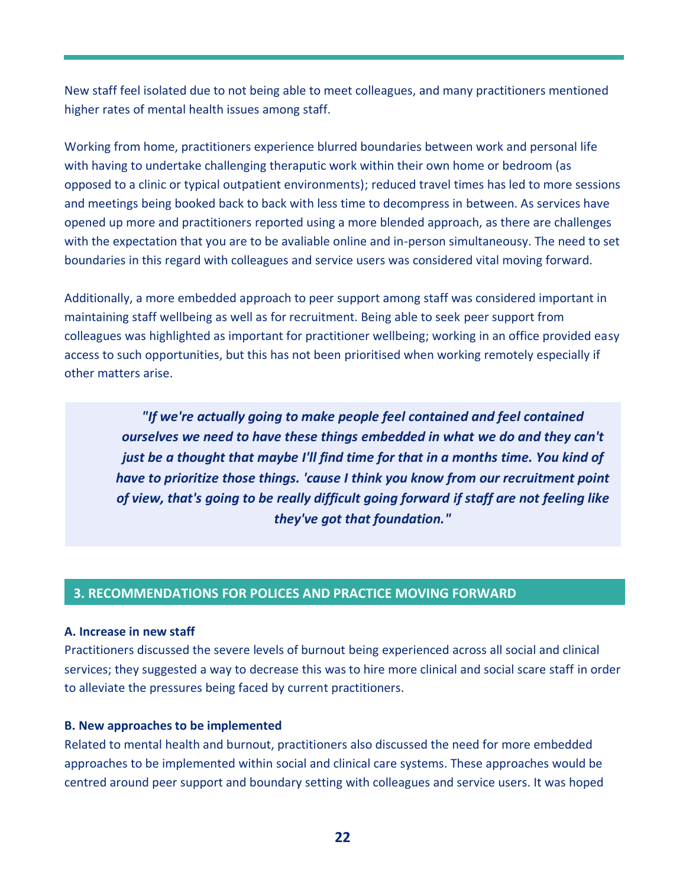New staff feel isolated due to not being able to meet colleagues, and many practitioners mentioned higher rates of mental health issues among staff.

Working from home, practitioners experience blurred boundaries between work and personal life with having to undertake challenging theraputic work within their own home or bedroom (as opposed to a clinic or typical outpatient environments); reduced travel times has led to more sessions and meetings being booked back to back with less time to decompress in between. As services have opened up more and practitioners reported using a more blended approach, as there are challenges with the expectation that you are to be avaliable online and in-person simultaneousy. The need to set boundaries in this regard with colleagues and service users was considered vital moving forward.

Additionally, a more embedded approach to peer support among staff was considered important in maintaining staff wellbeing as well as for recruitment. Being able to seek peer support from colleagues was highlighted as important for practitioner wellbeing; working in an office provided easy access to such opportunities, but this has not been prioritised when working remotely especially if other matters arise.

> ***"If we're actually going to make people feel contained and feel contained ourselves we need to have these things embedded in what we do and they can't just be a thought that maybe I'll find time for that in a months time. You kind of have to prioritize those things. 'cause I think you know from our recruitment point of view, that's going to be really difficult going forward if staff are not feeling like they've got that foundation."***

## 3. RECOMMENDATIONS FOR POLICES AND PRACTICE MOVING FORWARD

**A. Increase in new staff**

Practitioners discussed the severe levels of burnout being experienced across all social and clinical services; they suggested a way to decrease this was to hire more clinical and social scare staff in order to alleviate the pressures being faced by current practitioners.

**B. New approaches to be implemented**

Related to mental health and burnout, practitioners also discussed the need for more embedded approaches to be implemented within social and clinical care systems. These approaches would be centred around peer support and boundary setting with colleagues and service users. It was hoped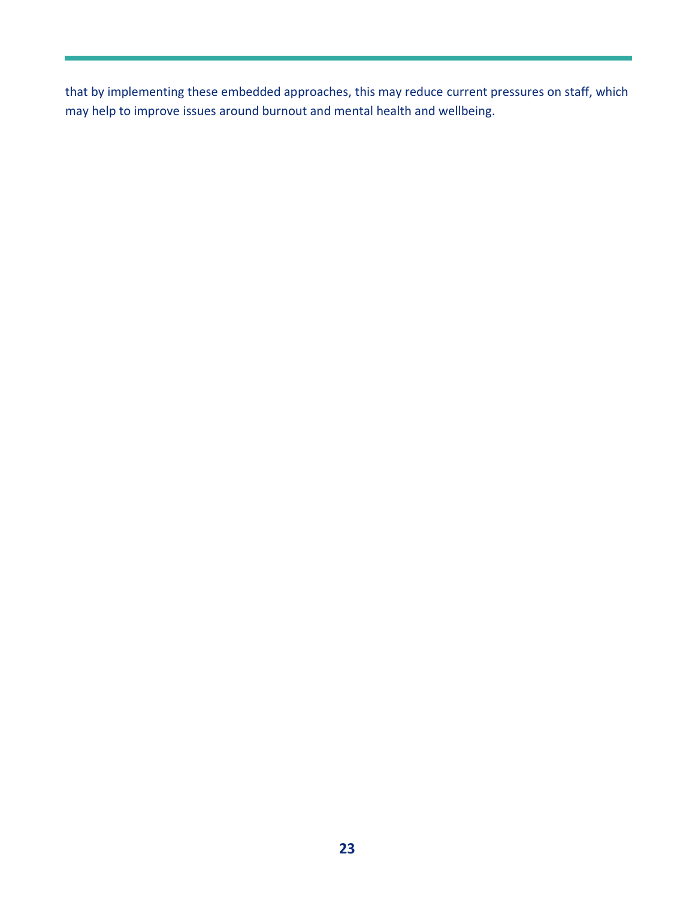that by implementing these embedded approaches, this may reduce current pressures on staff, which may help to improve issues around burnout and mental health and wellbeing.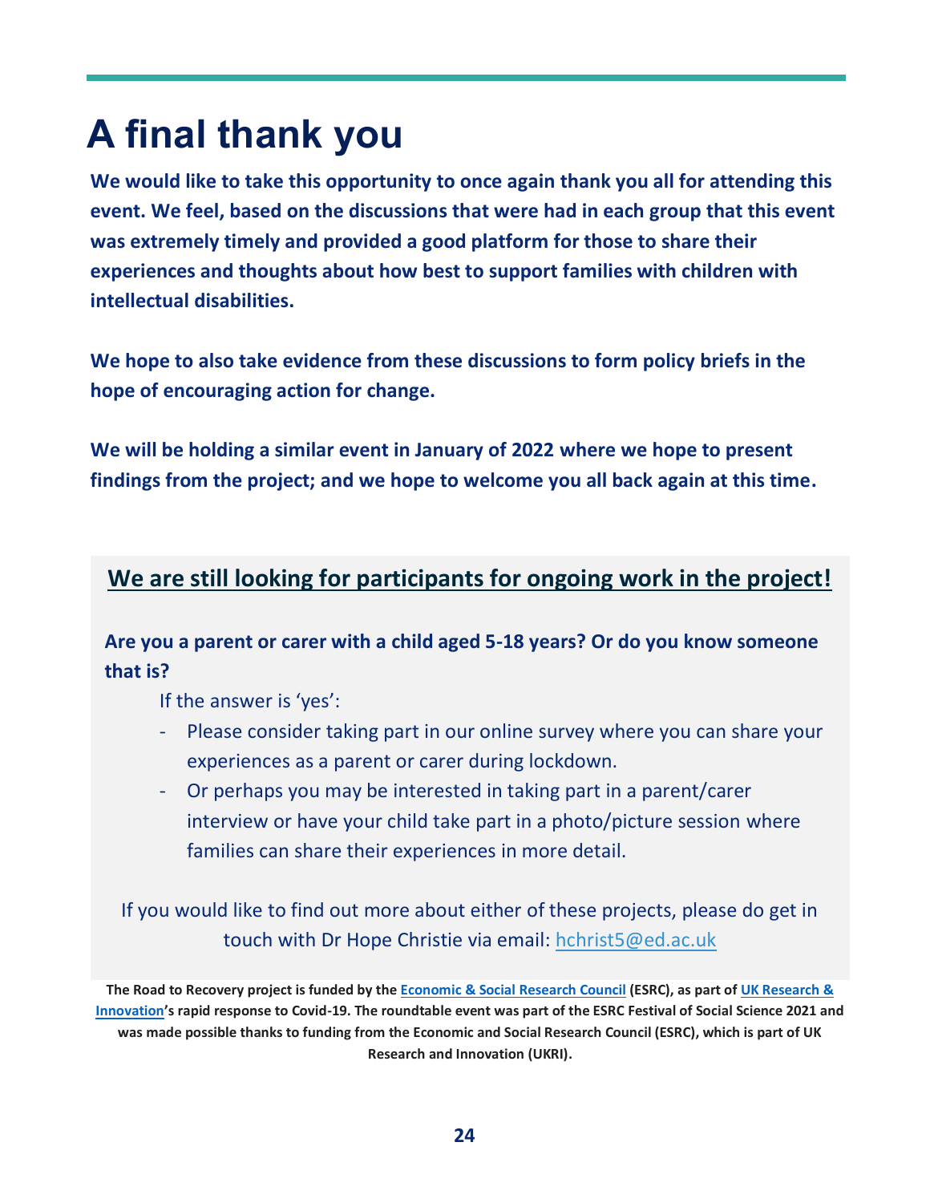# A final thank you

**We would like to take this opportunity to once again thank you all for attending this event. We feel, based on the discussions that were had in each group that this event was extremely timely and provided a good platform for those to share their experiences and thoughts about how best to support families with children with intellectual disabilities.**

**We hope to also take evidence from these discussions to form policy briefs in the hope of encouraging action for change.**

**We will be holding a similar event in January of 2022 where we hope to present findings from the project; and we hope to welcome you all back again at this time.**

## We are still looking for participants for ongoing work in the project!

**Are you a parent or carer with a child aged 5-18 years? Or do you know someone that is?**

If the answer is 'yes':

- Please consider taking part in our online survey where you can share your experiences as a parent or carer during lockdown.
- Or perhaps you may be interested in taking part in a parent/carer interview or have your child take part in a photo/picture session where families can share their experiences in more detail.

If you would like to find out more about either of these projects, please do get in touch with Dr Hope Christie via email: hchrist5@ed.ac.uk

**The Road to Recovery project is funded by the Economic & Social Research Council (ESRC), as part of UK Research & Innovation's rapid response to Covid-19. The roundtable event was part of the ESRC Festival of Social Science 2021 and was made possible thanks to funding from the Economic and Social Research Council (ESRC), which is part of UK Research and Innovation (UKRI).**